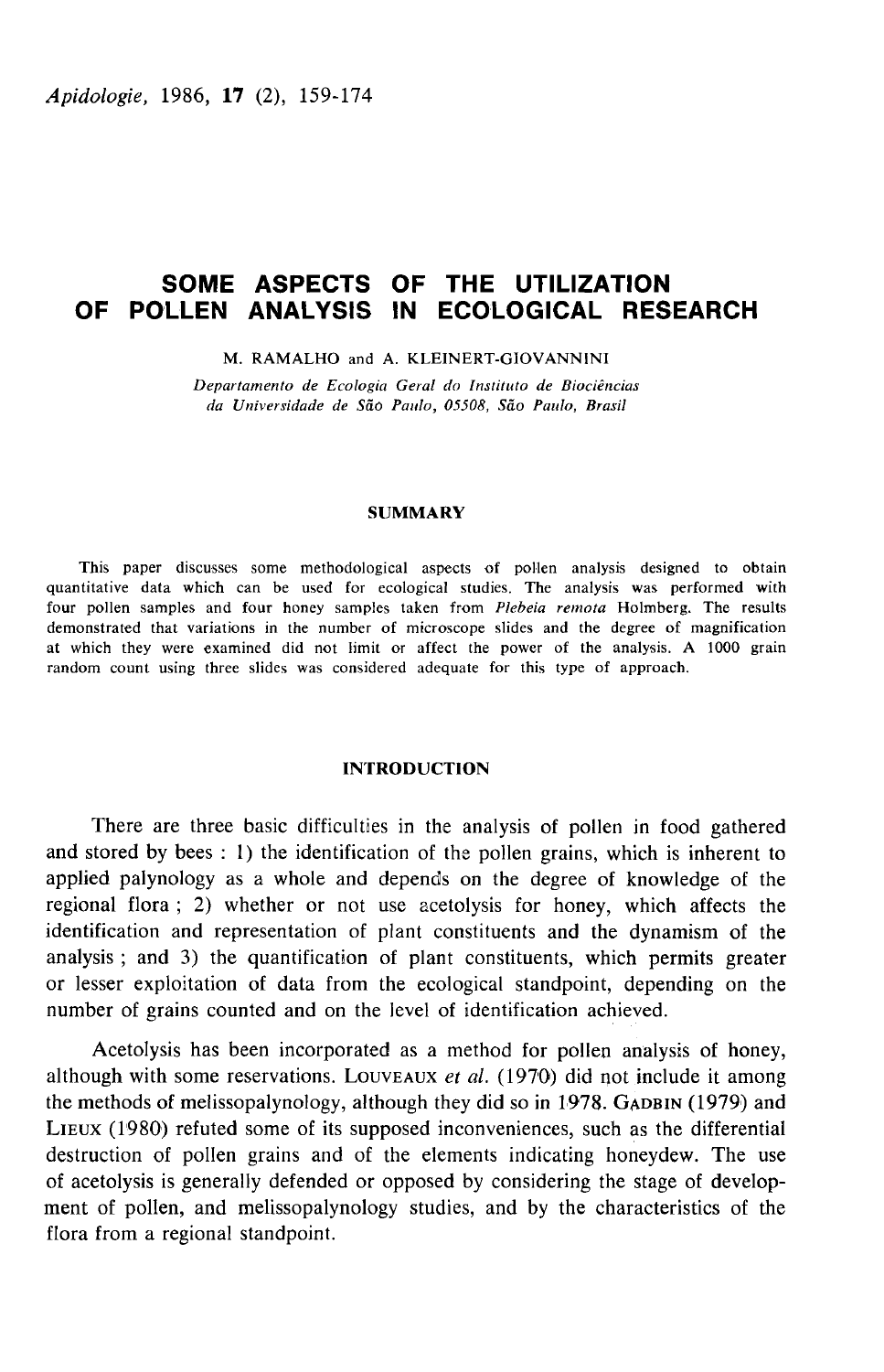*Apidologie*, 1986, **17** (2), 159-174

# SOME ASPECTS OF THE UTILIZATION OF POLLEN ANALYSIS IN ECOLOGICAL RESEARCH

M. RAMALHO and A. KLEINERT-GIOVANNINI

*Departamento de Ecologia Geral do Instituto de Biociências da Universidade de São Paulo, 05508, São Paulo, Brasil*

## SUMMARY

This paper discusses some methodological aspects of pollen analysis designed to obtain quantitative data which can be used for ecological studies. The analysis was performed with four pollen samples and four honey samples taken from *Plebeia remota* Holmberg. The results demonstrated that variations in the number of microscope slides and the degree of magnification at which they were examined did not limit or affect the power of the analysis. A 1000 grain random count using three slides was considered adequate for this type of approach.

## INTRODUCTION

There are three basic difficulties in the analysis of pollen in food gathered and stored by bees : 1) the identification of the pollen grains, which is inherent to applied palynology as a whole and depends on the degree of knowledge of the regional flora ; 2) whether or not use acetolysis for honey, which affects the identification and representation of plant constituents and the dynamism of the analysis ; and 3) the quantification of plant constituents, which permits greater or lesser exploitation of data from the ecological standpoint, depending on the number of grains counted and on the level of identification achieved.

Acetolysis has been incorporated as a method for pollen analysis of honey, although with some reservations. LOUVEAUX *et al.* (1970) did not include it among the methods of melissopalynology, although they did so in 1978. GADBIN (1979) and LIEUX (1980) refuted some of its supposed inconveniences, such as the differential destruction of pollen grains and of the elements indicating honeydew. The use of acetolysis is generally defended or opposed by considering the stage of development of pollen, and melissopalynology studies, and by the characteristics of the flora from a regional standpoint.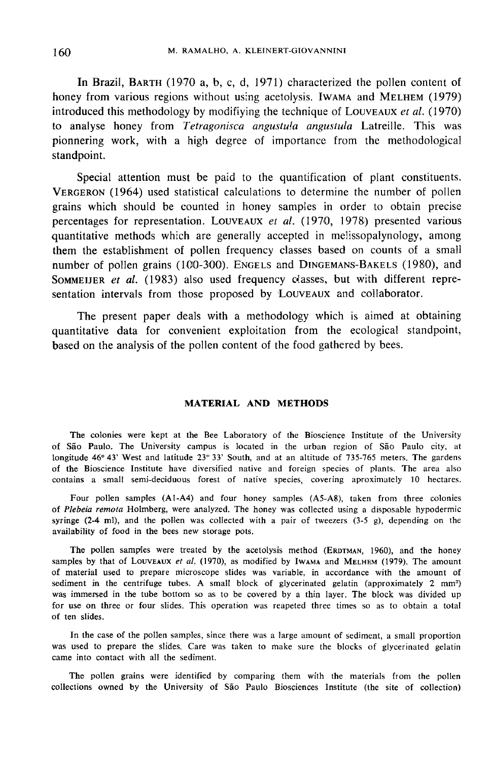In Brazil, BARTH (1970 a, b, c, d, 1971) characterized the pollen content of honey from various regions without using acetolysis. IWAMA and MELHEM (1979) introduced this methodology by modifiying the technique of LOUVEAUX *et al.* (1970) to analyse honey from *Tetragonisca angustula angustula* Latreille. This was pionnering work, with a high degree of importance from the methodological standpoint.

Special attention must be paid to the quantification of plant constituents. VERGERON (1964) used statistical calculations to determine the number of pollen grains which should be counted in honey samples in order to obtain precise percentages for representation. LOUVEAUX *et al.* (1970, 1978) presented various quantitative methods which are generally accepted in melissopalynology, among them the establishment of pollen frequency classes based on counts of a small number of pollen grains (100-300). ENGELS and DINGEMANS-BAKELS (1980), and SOMMEIJER *et al.* (1983) also used frequency classes, but with different representation intervals from those proposed by LOUVEAUX and collaborator.

The present paper deals with a methodology which is aimed at obtaining quantitative data for convenient exploitation from the ecological standpoint, based on the analysis of the pollen content of the food gathered by bees.

## MATERIAL AND METHODS

The colonies were kept at the Bee Laboratory of the Bioscience Institute of the University of São Paulo. The University campus is located in the urban region of São Paulo city, at longitude 46° 43' West and latitude 23° 33' South, and at an altitude of 735-765 meters. The gardens of the Bioscience Institute have diversified native and foreign species of plants. The area also contains a small semi-deciduous forest of native species, covering aproximately 10 hectares.

Four pollen samples (A1-A4) and four honey samples (A5-A8), taken from three colonies of *Plebeia remota* Holmberg, were analyzed. The honey was collected using a disposable hypodermic syringe (2-4 ml), and the pollen was collected with a pair of tweezers (3-5 g), depending on the availability of food in the bees new storage pots.

The pollen samples were treated by the acetolysis method (ERDTMAN, 1960), and the honey samples by that of LOUVEAUX *et al.* (1970), as modified by IWAMA and MELHEM (1979). The amount of material used to prepare microscope slides was variable, in accordance with the amount of sediment in the centrifuge tubes. A small block of glycerinated gelatin (approximately 2 mm$^3$) was immersed in the tube bottom so as to be covered by a thin layer. The block was divided up for use on three or four slides. This operation was reapeted three times so as to obtain a total of ten slides.

In the case of the pollen samples, since there was a large amount of sediment, a small proportion was used to prepare the slides. Care was taken to make sure the blocks of glycerinated gelatin came into contact with all the sediment.

The pollen grains were identified by comparing them with the materials from the pollen collections owned by the University of São Paulo Biosciences Institute (the site of collection)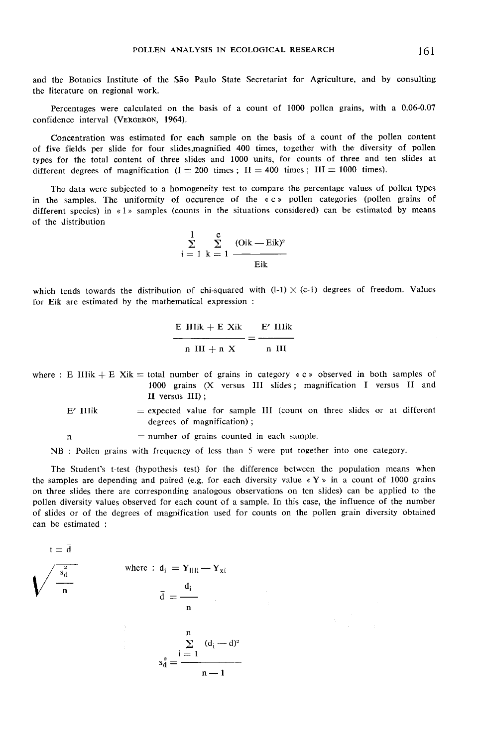and the Botanics Institute of the São Paulo State Secretariat for Agriculture, and by consulting the literature on regional work.

Percentages were calculated on the basis of a count of 1000 pollen grains, with a 0.06-0.07 confidence interval (VERGERON, 1964).

Concentration was estimated for each sample on the basis of a count of the pollen content of five fields per slide for four slides,magnified 400 times, together with the diversity of pollen types for the total content of three slides and 1000 units, for counts of three and ten slides at different degrees of magnification (I = 200 times ; II = 400 times ; III = 1000 times).

The data were subjected to a homogeneity test to compare the percentage values of pollen types in the samples. The uniformity of occurence of the « c » pollen categories (pollen grains of different species) in « l » samples (counts in the situations considered) can be estimated by means of the distribution

$$\sum_{i=1}^{l} \sum_{k=1}^{c} \frac{(Oik - Eik)^2}{Eik}$$

which tends towards the distribution of chi-squared with (l-1) × (c-1) degrees of freedom. Values for Eik are estimated by the mathematical expression :

$$\frac{E\ IIIik + E\ Xik}{n\ III + n\ X} = \frac{E'\ IIIik}{n\ III}$$

where : E IIIik + E Xik = total number of grains in category « c » observed in both samples of 1000 grains (X versus III slides; magnification I versus II and II versus III) ;

E′ IIIik = expected value for sample III (count on three slides or at different degrees of magnification) ;

n = number of grains counted in each sample.

NB : Pollen grains with frequency of less than 5 were put together into one category.

The Student's t-test (hypothesis test) for the difference between the population means when the samples are depending and paired (e.g. for each diversity value « Y » in a count of 1000 grains on three slides there are corresponding analogous observations on ten slides) can be applied to the pollen diversity values observed for each count of a sample. In this case, the influence of the number of slides or of the degrees of magnification used for counts on the pollen grain diversity obtained can be estimated :

$$t = \frac{\bar{d}}{\sqrt{\frac{s_d^2}{n}}}$$

where : $d_i = Y_{IIIi} - Y_{Xi}$

$$\bar{d} = \frac{d_i}{n}$$

$$s_d^2 = \frac{\sum_{i=1}^{n} (d_i - d)^2}{n - 1}$$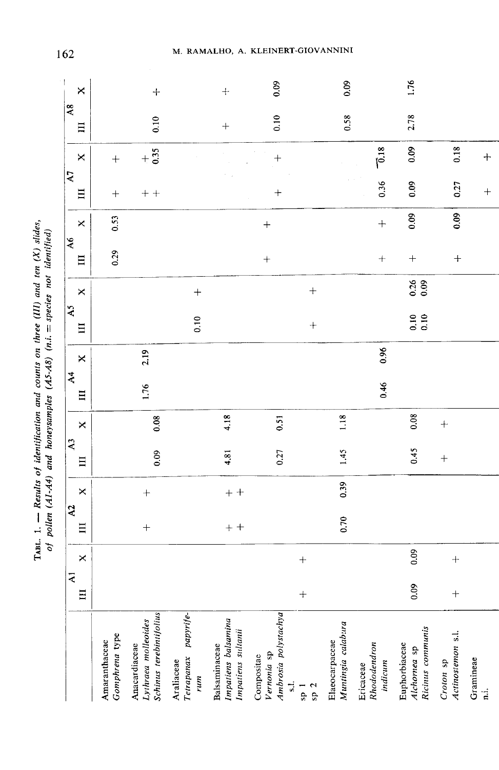TABL. 1. — *Results of identification and counts on three (III) and ten (X) slides, of pollen (A1-A4) and honeysamples (A5-A8) (n.i. = species not identified)*

| | A1 | | A2 | | A3 | | A4 | | A5 | | A6 | | A7 | | A8 | |
|---|---|---|---|---|---|---|---|---|---|---|---|---|---|---|---|---|
| | III | X | III | X | III | X | III | X | III | X | III | X | III | X | III | X |
| Amaranthaceae | | | | | | | | | | | | | | | | |
| *Gomphrena* type | | | | | | | | | | | 0.29 | 0.53 | + | + | | |
| Anacardiaceae | | | | | | | | | | | | | | | | |
| *Lythraea molleoides* | | | + | + | | | 1.76 | 2.19 | | | | | + | + | | |
| *Schinus terebintifolius* | | | | | 0.09 | 0.08 | | | | | | | + | 0.35 | 0.10 | + |
| Araliaceae | | | | | | | | | | | | | | | | |
| *Tetrapanax papyriferum* | | | | | | | | | 0.10 | + | | | | | | |
| Balsaminaceae | | | | | | | | | | | | | | | | |
| *Impatiens balsamina* | | | + | + | 4.81 | 4.18 | | | | | | | | | + | + |
| *Impatiens sultani* | | | + | + | | | | | | | | | | | | |
| Compositae | | | | | | | | | | | | | | | | |
| *Vernonia* sp | | | | | | | | | | | + | + | | | | |
| *Ambrosia polystachya* s.l. | | | | | 0.27 | 0.51 | | | | | | | + | + | 0.10 | 0.09 |
| sp 1 | | + | | | | | | | | + | | | | | | |
| sp 2 | + | | | | | | | | + | | | | | | | |
| Elaeocarpaceae | | | | | | | | | | | | | | | | |
| *Muntingia calabura* | | | 0.70 | 0.39 | 1.45 | 1.18 | | | | | | | | | 0.58 | 0.09 |
| Ericaceae | | | | | | | | | | | | | | | | |
| *Rhododendron indicum* | | | | | | | 0.46 | 0.96 | | | + | + | 0.36 | 0.18 | | |
| Euphorbiaceae | | | | | | | | | | | | | | | | |
| *Alchornea* sp | 0.09 | 0.09 | | | 0.45 | 0.08 | | | 0.10 | 0.26 | + | 0.09 | 0.09 | 0.09 | 2.78 | 1.76 |
| *Ricinus communis* | | | | | | | | | 0.10 | 0.09 | | | | | | |
| *Croton* sp | | | | | + | + | | | | | | | | | | |
| *Actinostemon* s.l. | + | + | | | | | | | | | + | 0.09 | 0.27 | 0.18 | | |
| Gramineae | | | | | | | | | | | | | | | | |
| n.i. | | | | | | | | | | | | | + | + | | |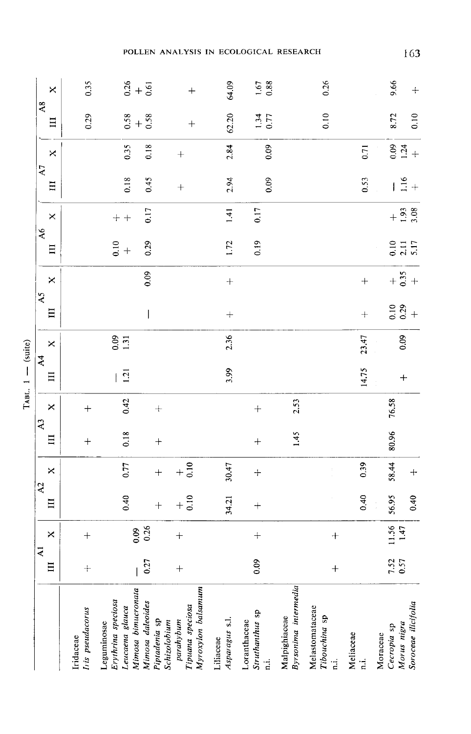TABL. 1 — (suite)

| | A1 | | A2 | | A3 | | A4 | | A5 | | A6 | | A7 | | A8 | |
|---|---|---|---|---|---|---|---|---|---|---|---|---|---|---|---|---|
| | III | X | III | X | III | X | III | X | III | X | III | X | III | X | III | X |
| Iridaceae | | | | | | | | | | | | | | | | |
| *Iris pseudacorus* | + | + | | | + | + | | | | | | | | | 0.29 | 0.35 |
| Leguminosae | | | | | | | | | | | | | | | | |
| *Erythrina speciosa* | | | 0.40 | 0.77 | 0.18 | 0.42 | | | | | | | 0.18 | 0.35 | 0.58 | 0.26 |
| *Leucaena glauca* | | | | | | | — | 0.09 | | | 0.10 | + | | | + | + |
| *Mimosa bimucronata* | — | 0.09 | | | | | 1.21 | 1.31 | | | + | + | | | 0.58 | 0.61 |
| *Mimosa daleoides* | 0.27 | 0.26 | | | | | | | — | 0.09 | 0.29 | 0.17 | 0.45 | 0.18 | | |
| *Piptadenia* sp | | | + | + | + | + | | | | | | | | | | |
| *Schizolobium parahybum* | + | + | + | + | | | | | | | | | | | | |
| *Tipuana speciosa* | | | 0.10 | 0.10 | | | | | | | | | + | + | | |
| *Myroxylon balsamum* | | | | | | | | | | | | | | | + | + |
| Liliaceae | | | | | | | | | | | | | | | | |
| *Asparagus* s.l. | | | 34.21 | 30.47 | | | 3.99 | 2.36 | + | + | 1.72 | 1.41 | 2.94 | 2.84 | 62.20 | 64.09 |
| Loranthaceae | | | | | | | | | | | | | | | | |
| *Struthanthus* sp | 0.09 | + | + | + | + | + | | | | | 0.19 | 0.17 | | | 1.34 | 1.67 |
| n.i. | | | | | | | | | | | | | 0.09 | 0.09 | 0.77 | 0.88 |
| Malpighiaceae | | | | | | | | | | | | | | | | |
| *Byrsonima intermedia* | | | | | 1.45 | 2.53 | | | | | | | | | | |
| Melastomataceae | | | | | | | | | | | | | | | | |
| *Tibouchina* sp | | | | | | | | | | | | | | | 0.10 | 0.26 |
| n.i. | + | + | | | | | | | | | | | | | | |
| Meliaceae | | | | | | | | | | | | | | | | |
| n.i. | | | 0.40 | 0.39 | | | 14.75 | 23.47 | + | + | | | 0.53 | 0.71 | | |
| Moraceae | | | | | | | | | | | | | | | | |
| *Cecropia* sp | 7.52 | 11.56 | 56.95 | 58.44 | 80.96 | 76.58 | | | 0.10 | + | 0.10 | + | — | 0.09 | 8.72 | 9.66 |
| *Morus nigra* | 0.57 | 1.47 | | | | | + | 0.09 | 0.29 | 0.35 | 2.11 | 1.93 | 1.16 | 1.24 | | |
| *Soroceae ilicifolia* | | | 0.40 | + | | | | | + | + | 5.17 | 3.08 | + | + | 0.10 | + |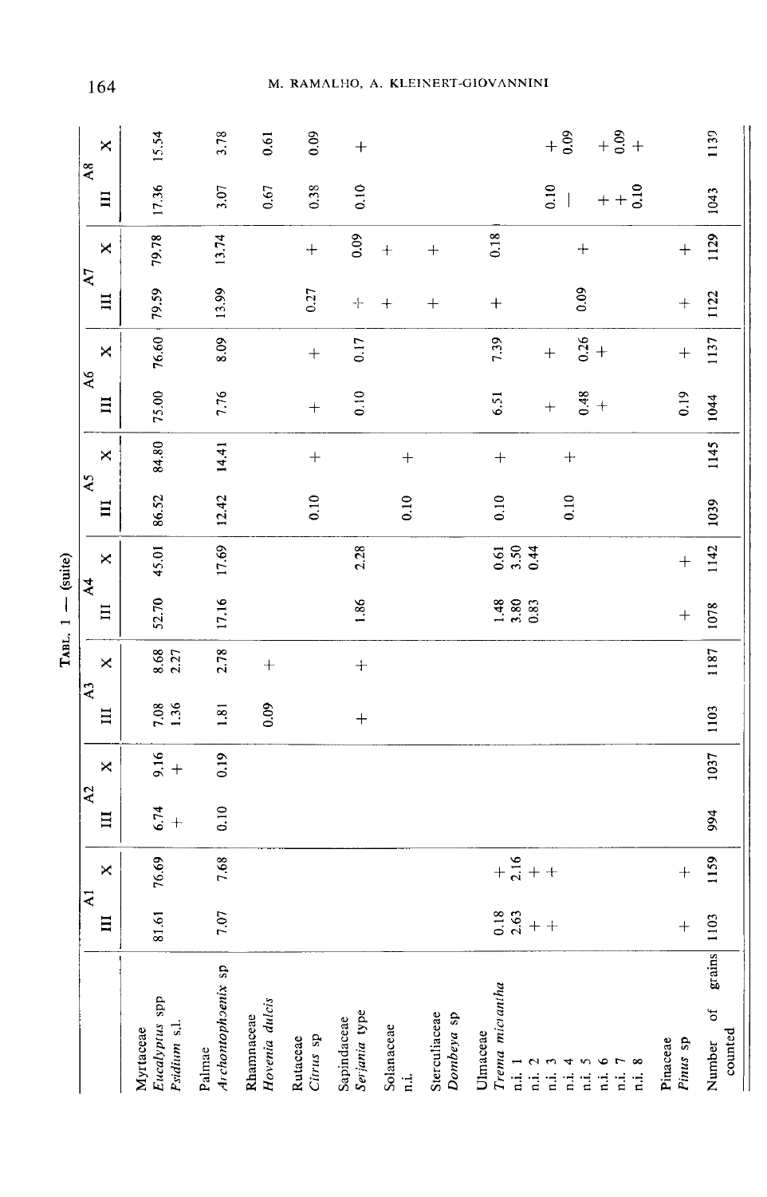TABL. 1 — (suite)

| | A1 | | A2 | | A3 | | A4 | | A5 | | A6 | | A7 | | A8 | |
|---|---|---|---|---|---|---|---|---|---|---|---|---|---|---|---|---|
| | III | X | III | X | III | X | III | X | III | X | III | X | III | X | III | X |
| Myrtaceae | | | | | | | | | | | | | | | | |
| *Eucalyptus* spp | 81.61 | 76.69 | 6.74 | 9.16 | 7.08 | 8.68 | 52.70 | 45.01 | 86.52 | 84.80 | 75.00 | 76.60 | 79.59 | 79.78 | 17.36 | 15.54 |
| *Psidium* s.l. | | | + | + | 1.36 | 2.27 | | | | | | | | | | |
| Palmae | | | | | | | | | | | | | | | | |
| *Archontophoenix* sp | 7.07 | 7.68 | 0.10 | 0.19 | 1.81 | 2.78 | 17.16 | 17.69 | 12.42 | 14.41 | 7.76 | 8.09 | 13.99 | 13.74 | 3.07 | 3.78 |
| Rhamnaceae | | | | | | | | | | | | | | | | |
| *Hovenia dulcis* | | | | | 0.09 | + | | | | | | | | | 0.67 | 0.61 |
| Rutaceae | | | | | | | | | | | | | | | | |
| *Citrus* sp | | | | | | | | | 0.10 | + | + | + | 0.27 | + | 0.38 | 0.09 |
| Sapindaceae | | | | | | | | | | | | | | | | |
| *Serjania* type | | | | | + | + | 1.86 | 2.28 | | | 0.10 | 0.17 | + | 0.09 | 0.10 | + |
| Solanaceae | | | | | | | | | | | | | | | | |
| n.i. | | | | | | | | | 0.10 | + | | | + | + | | |
| Sterculiaceae | | | | | | | | | | | | | | | | |
| *Dombeya* sp | | | | | | | | | | | | | + | + | | |
| Ulmaceae | | | | | | | | | | | | | | | | |
| *Trema micrantha* | 0.18 | + | | | | | 1.48 | 0.61 | 0.10 | + | 6.51 | 7.39 | + | 0.18 | | |
| n.i. 1 | 2.63 | 2.16 | | | | | 3.80 | 3.50 | | | | | | | | |
| n.i. 2 | + | + | | | | | 0.83 | 0.44 | | | | | | | | |
| n.i. 3 | + | + | | | | | | | | | | | | | | |
| n.i. 4 | | | | | | | | | 0.10 | + | + | + | | | 0.10 | + |
| n.i. 5 | | | | | | | | | | | | | | | — | 0.09 |
| n.i. 6 | | | | | | | | | | | 0.48 | 0.26 | 0.09 | + | + | + |
| n.i. 7 | | | | | | | | | | | + | + | | | + | 0.09 |
| n.i. 8 | | | | | | | | | | | | | | | 0.10 | + |
| Pinaceae | | | | | | | | | | | | | | | | |
| *Pinus* sp | + | + | | | | | + | + | | | 0.19 | + | + | + | | |
| Number of grains counted | 1103 | 1159 | 994 | 1037 | 1103 | 1187 | 1078 | 1142 | 1039 | 1145 | 1044 | 1137 | 1122 | 1129 | 1043 | 1139 |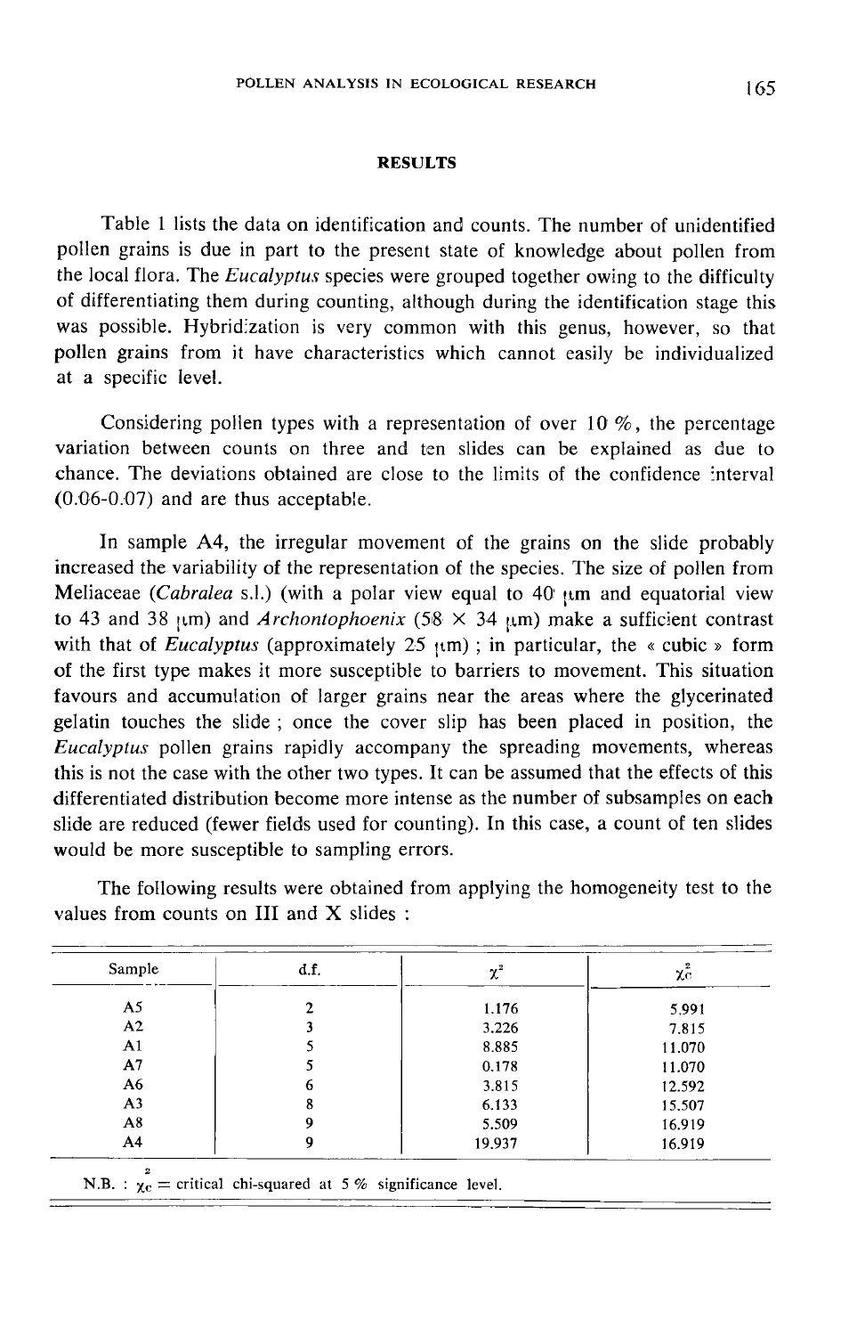## RESULTS

Table 1 lists the data on identification and counts. The number of unidentified pollen grains is due in part to the present state of knowledge about pollen from the local flora. The *Eucalyptus* species were grouped together owing to the difficulty of differentiating them during counting, although during the identification stage this was possible. Hybridization is very common with this genus, however, so that pollen grains from it have characteristics which cannot easily be individualized at a specific level.

Considering pollen types with a representation of over 10 %, the percentage variation between counts on three and ten slides can be explained as due to chance. The deviations obtained are close to the limits of the confidence interval (0.06-0.07) and are thus acceptable.

In sample A4, the irregular movement of the grains on the slide probably increased the variability of the representation of the species. The size of pollen from Meliaceae (*Cabralea* s.l.) (with a polar view equal to 40 μm and equatorial view to 43 and 38 μm) and *Archontophoenix* (58 × 34 μm) make a sufficient contrast with that of *Eucalyptus* (approximately 25 μm) ; in particular, the « cubic » form of the first type makes it more susceptible to barriers to movement. This situation favours and accumulation of larger grains near the areas where the glycerinated gelatin touches the slide ; once the cover slip has been placed in position, the *Eucalyptus* pollen grains rapidly accompany the spreading movements, whereas this is not the case with the other two types. It can be assumed that the effects of this differentiated distribution become more intense as the number of subsamples on each slide are reduced (fewer fields used for counting). In this case, a count of ten slides would be more susceptible to sampling errors.

The following results were obtained from applying the homogeneity test to the values from counts on III and X slides :

| Sample | d.f. | $\chi^2$ | $\chi_c^2$ |
|---|---|---|---|
| A5 | 2 | 1.176 | 5.991 |
| A2 | 3 | 3.226 | 7.815 |
| A1 | 5 | 8.885 | 11.070 |
| A7 | 5 | 0.178 | 11.070 |
| A6 | 6 | 3.815 | 12.592 |
| A3 | 8 | 6.133 | 15.507 |
| A8 | 9 | 5.509 | 16.919 |
| A4 | 9 | 19.937 | 16.919 |

N.B. : $\chi_c^2$ = critical chi-squared at 5 % significance level.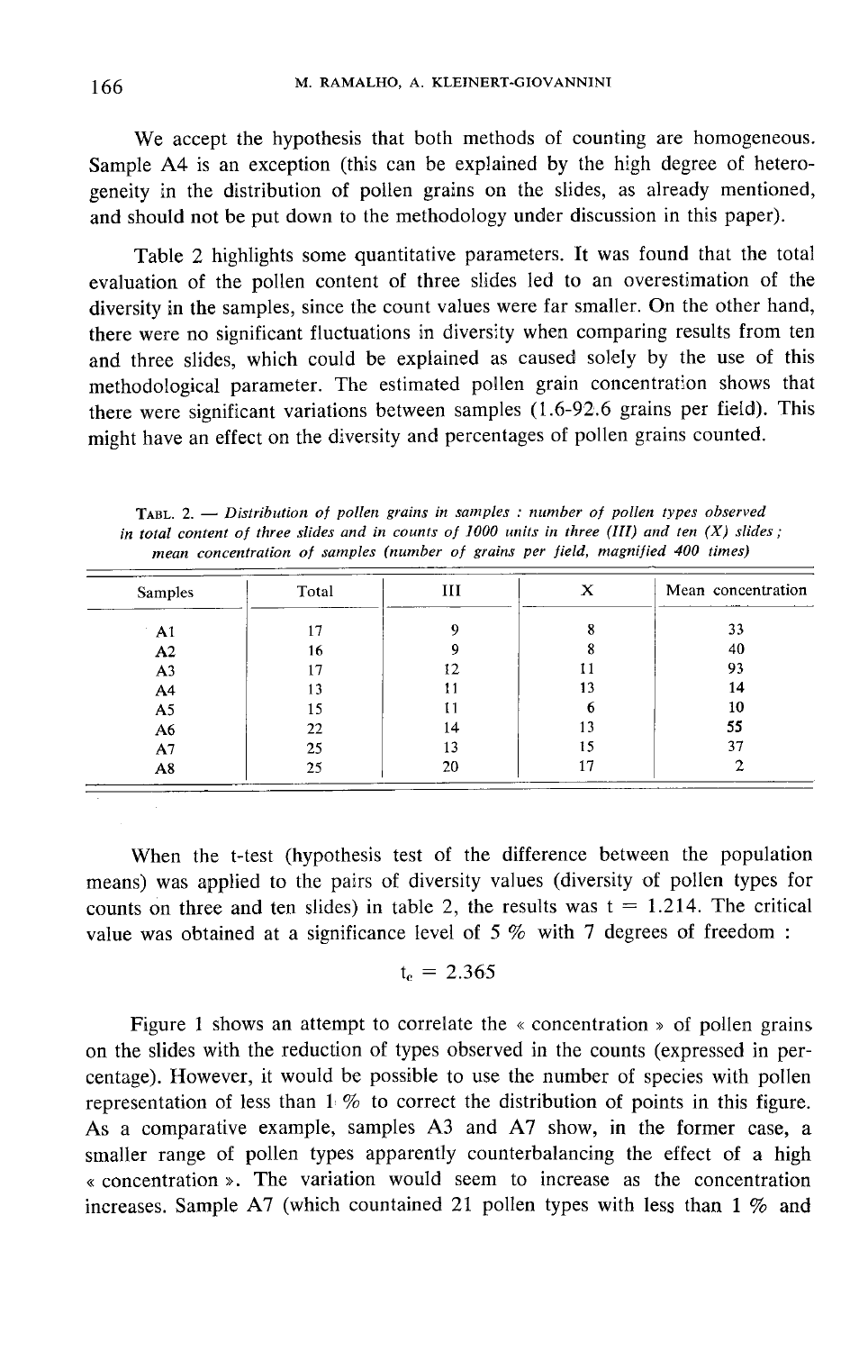We accept the hypothesis that both methods of counting are homogeneous. Sample A4 is an exception (this can be explained by the high degree of heterogeneity in the distribution of pollen grains on the slides, as already mentioned, and should not be put down to the methodology under discussion in this paper).

Table 2 highlights some quantitative parameters. It was found that the total evaluation of the pollen content of three slides led to an overestimation of the diversity in the samples, since the count values were far smaller. On the other hand, there were no significant fluctuations in diversity when comparing results from ten and three slides, which could be explained as caused solely by the use of this methodological parameter. The estimated pollen grain concentration shows that there were significant variations between samples (1.6-92.6 grains per field). This might have an effect on the diversity and percentages of pollen grains counted.

TABL. 2. — *Distribution of pollen grains in samples : number of pollen types observed in total content of three slides and in counts of 1000 units in three (III) and ten (X) slides ; mean concentration of samples (number of grains per field, magnified 400 times)*

| Samples | Total | III | X | Mean concentration |
|---|---|---|---|---|
| A1 | 17 | 9 | 8 | 33 |
| A2 | 16 | 9 | 8 | 40 |
| A3 | 17 | 12 | 11 | 93 |
| A4 | 13 | 11 | 13 | 14 |
| A5 | 15 | 11 | 6 | 10 |
| A6 | 22 | 14 | 13 | 55 |
| A7 | 25 | 13 | 15 | 37 |
| A8 | 25 | 20 | 17 | 2 |

When the t-test (hypothesis test of the difference between the population means) was applied to the pairs of diversity values (diversity of pollen types for counts on three and ten slides) in table 2, the results was $t = 1.214$. The critical value was obtained at a significance level of 5 % with 7 degrees of freedom :

$$t_c = 2.365$$

Figure 1 shows an attempt to correlate the « concentration » of pollen grains on the slides with the reduction of types observed in the counts (expressed in percentage). However, it would be possible to use the number of species with pollen representation of less than 1 % to correct the distribution of points in this figure. As a comparative example, samples A3 and A7 show, in the former case, a smaller range of pollen types apparently counterbalancing the effect of a high « concentration ». The variation would seem to increase as the concentration increases. Sample A7 (which countained 21 pollen types with less than 1 % and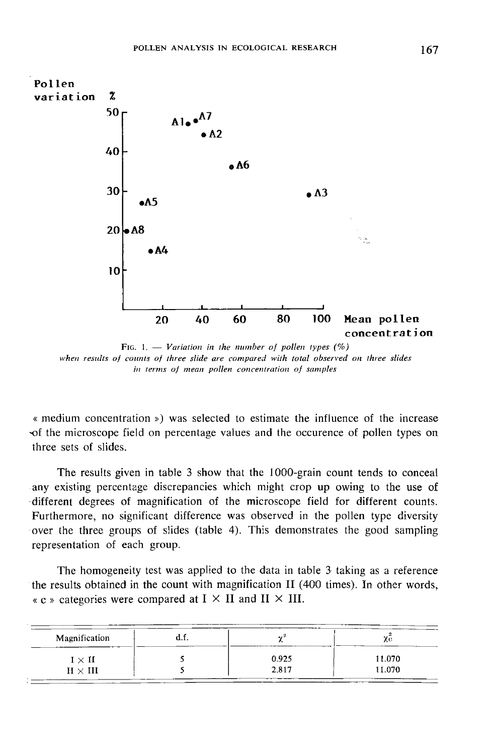Pollen variation %

50

40

30

20

10

20 40 60 80 100 Mean pollen concentration

A1 A7 A2 A6 A3 A5 A8 A4

FIG. 1. — *Variation in the number of pollen types (%) when results of counts of three slide are compared with total observed on three slides in terms of mean pollen concentration of samples*

« medium concentration ») was selected to estimate the influence of the increase of the microscope field on percentage values and the occurence of pollen types on three sets of slides.

The results given in table 3 show that the 1000-grain count tends to conceal any existing percentage discrepancies which might crop up owing to the use of different degrees of magnification of the microscope field for different counts. Furthermore, no significant difference was observed in the pollen type diversity over the three groups of slides (table 4). This demonstrates the good sampling representation of each group.

The homogeneity test was applied to the data in table 3 taking as a reference the results obtained in the count with magnification II (400 times). In other words, « c » categories were compared at I × II and II × III.

| Magnification | d.f. | $\chi^2$ | $\chi^2_c$ |
|---|---|---|---|
| I × II | 5 | 0.925 | 11.070 |
| II × III | 5 | 2.817 | 11.070 |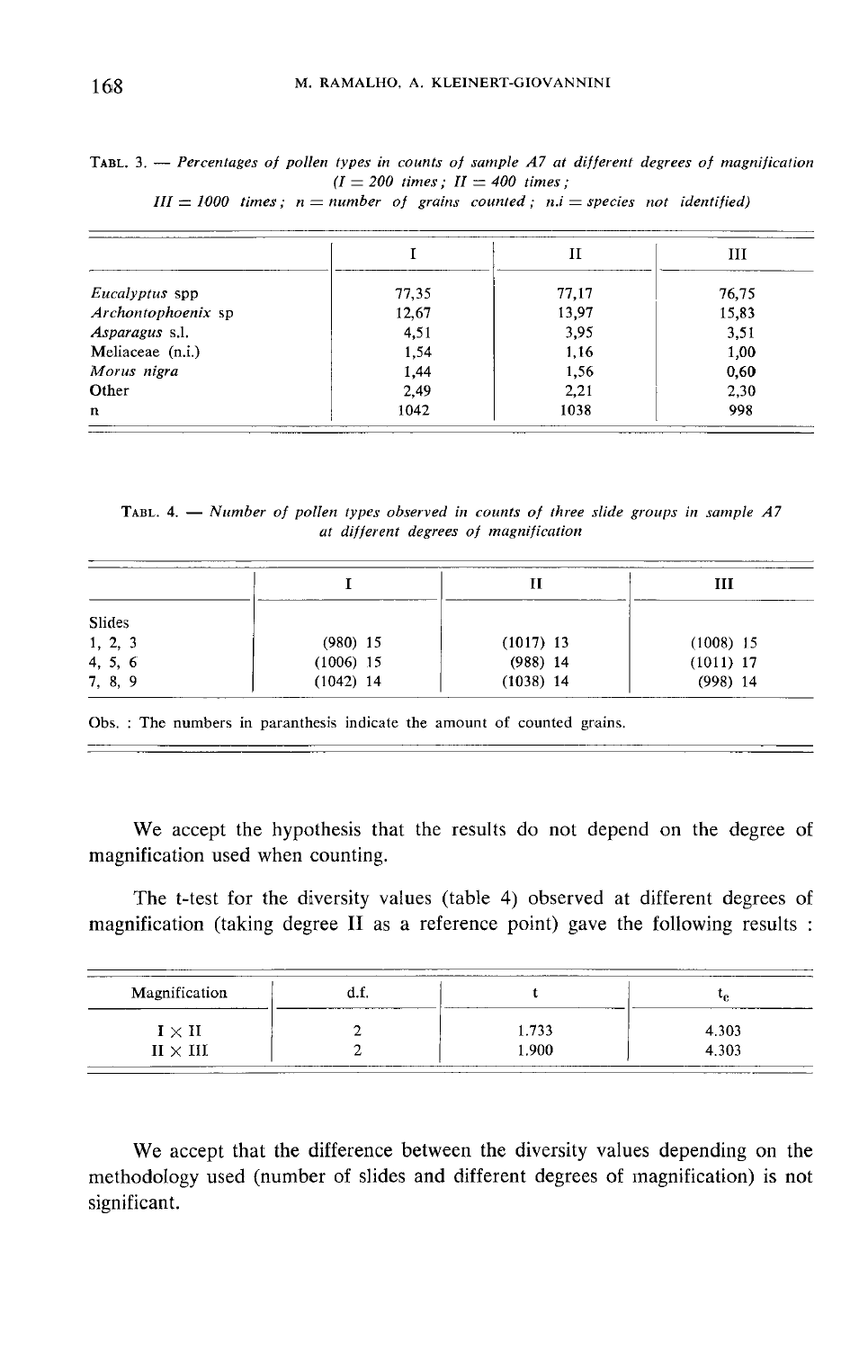TABL. 3. — *Percentages of pollen types in counts of sample A7 at different degrees of magnification (I = 200 times; II = 400 times; III = 1000 times; n = number of grains counted; n.i = species not identified)*

| | I | II | III |
|---|---|---|---|
| *Eucalyptus* spp | 77,35 | 77,17 | 76,75 |
| *Archontophoenix* sp | 12,67 | 13,97 | 15,83 |
| *Asparagus* s.l. | 4,51 | 3,95 | 3,51 |
| Meliaceae (n.i.) | 1,54 | 1,16 | 1,00 |
| *Morus nigra* | 1,44 | 1,56 | 0,60 |
| Other | 2,49 | 2,21 | 2,30 |
| n | 1042 | 1038 | 998 |

TABL. 4. — *Number of pollen types observed in counts of three slide groups in sample A7 at different degrees of magnification*

| | I | II | III |
|---|---|---|---|
| Slides | | | |
| 1, 2, 3 | (980) 15 | (1017) 13 | (1008) 15 |
| 4, 5, 6 | (1006) 15 | (988) 14 | (1011) 17 |
| 7, 8, 9 | (1042) 14 | (1038) 14 | (998) 14 |

Obs. : The numbers in paranthesis indicate the amount of counted grains.

We accept the hypothesis that the results do not depend on the degree of magnification used when counting.

The t-test for the diversity values (table 4) observed at different degrees of magnification (taking degree II as a reference point) gave the following results :

| Magnification | d.f. | t | $t_c$ |
|---|---|---|---|
| I × II | 2 | 1.733 | 4.303 |
| II × III | 2 | 1.900 | 4.303 |

We accept that the difference between the diversity values depending on the methodology used (number of slides and different degrees of magnification) is not significant.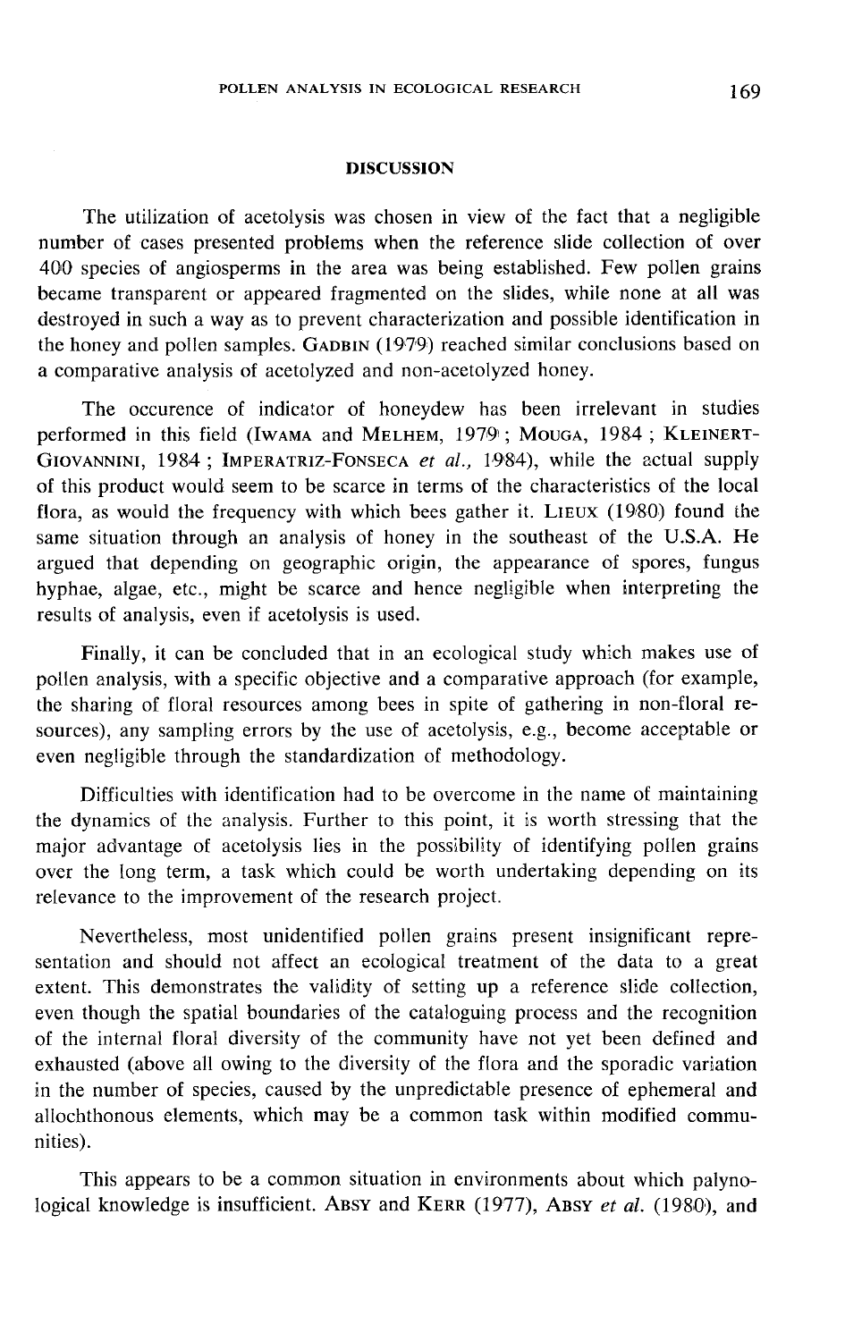## DISCUSSION

The utilization of acetolysis was chosen in view of the fact that a negligible number of cases presented problems when the reference slide collection of over 400 species of angiosperms in the area was being established. Few pollen grains became transparent or appeared fragmented on the slides, while none at all was destroyed in such a way as to prevent characterization and possible identification in the honey and pollen samples. GADBIN (1979) reached similar conclusions based on a comparative analysis of acetolyzed and non-acetolyzed honey.

The occurence of indicator of honeydew has been irrelevant in studies performed in this field (IWAMA and MELHEM, 1979 ; MOUGA, 1984 ; KLEINERT-GIOVANNINI, 1984 ; IMPERATRIZ-FONSECA *et al.,* 1984), while the actual supply of this product would seem to be scarce in terms of the characteristics of the local flora, as would the frequency with which bees gather it. LIEUX (1980) found the same situation through an analysis of honey in the southeast of the U.S.A. He argued that depending on geographic origin, the appearance of spores, fungus hyphae, algae, etc., might be scarce and hence negligible when interpreting the results of analysis, even if acetolysis is used.

Finally, it can be concluded that in an ecological study which makes use of pollen analysis, with a specific objective and a comparative approach (for example, the sharing of floral resources among bees in spite of gathering in non-floral resources), any sampling errors by the use of acetolysis, e.g., become acceptable or even negligible through the standardization of methodology.

Difficulties with identification had to be overcome in the name of maintaining the dynamics of the analysis. Further to this point, it is worth stressing that the major advantage of acetolysis lies in the possibility of identifying pollen grains over the long term, a task which could be worth undertaking depending on its relevance to the improvement of the research project.

Nevertheless, most unidentified pollen grains present insignificant representation and should not affect an ecological treatment of the data to a great extent. This demonstrates the validity of setting up a reference slide collection, even though the spatial boundaries of the cataloguing process and the recognition of the internal floral diversity of the community have not yet been defined and exhausted (above all owing to the diversity of the flora and the sporadic variation in the number of species, caused by the unpredictable presence of ephemeral and allochthonous elements, which may be a common task within modified communities).

This appears to be a common situation in environments about which palynological knowledge is insufficient. ABSY and KERR (1977), ABSY *et al.* (1980), and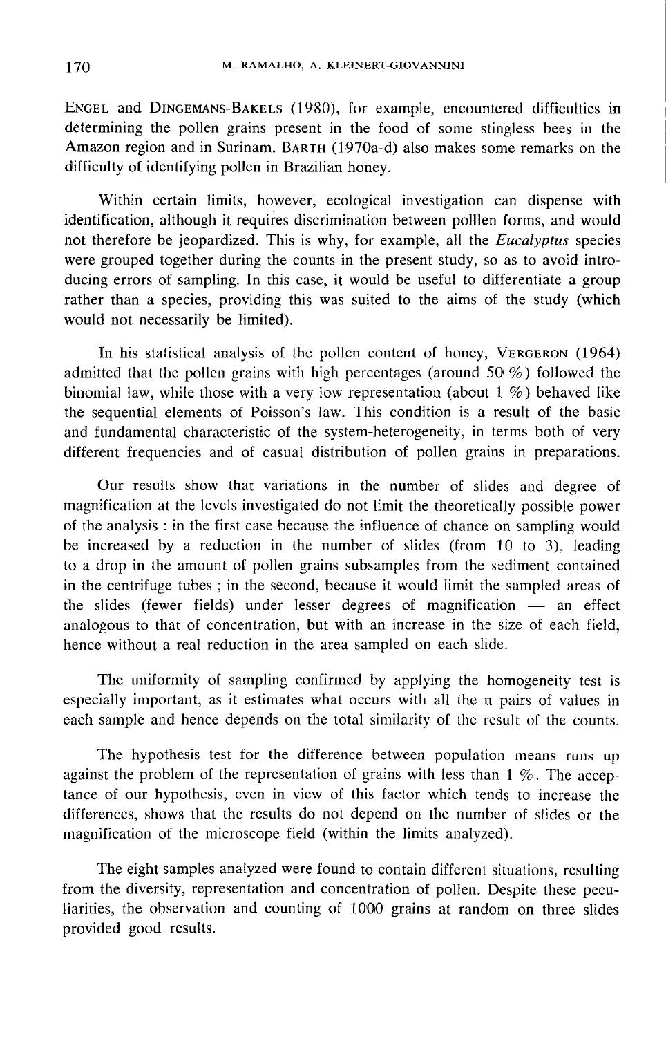ENGEL and DINGEMANS-BAKELS (1980), for example, encountered difficulties in determining the pollen grains present in the food of some stingless bees in the Amazon region and in Surinam. BARTH (1970a-d) also makes some remarks on the difficulty of identifying pollen in Brazilian honey.

Within certain limits, however, ecological investigation can dispense with identification, although it requires discrimination between polllen forms, and would not therefore be jeopardized. This is why, for example, all the *Eucalyptus* species were grouped together during the counts in the present study, so as to avoid introducing errors of sampling. In this case, it would be useful to differentiate a group rather than a species, providing this was suited to the aims of the study (which would not necessarily be limited).

In his statistical analysis of the pollen content of honey, VERGERON (1964) admitted that the pollen grains with high percentages (around 50 %) followed the binomial law, while those with a very low representation (about 1 %) behaved like the sequential elements of Poisson's law. This condition is a result of the basic and fundamental characteristic of the system-heterogeneity, in terms both of very different frequencies and of casual distribution of pollen grains in preparations.

Our results show that variations in the number of slides and degree of magnification at the levels investigated do not limit the theoretically possible power of the analysis : in the first case because the influence of chance on sampling would be increased by a reduction in the number of slides (from 10 to 3), leading to a drop in the amount of pollen grains subsamples from the sediment contained in the centrifuge tubes ; in the second, because it would limit the sampled areas of the slides (fewer fields) under lesser degrees of magnification — an effect analogous to that of concentration, but with an increase in the size of each field, hence without a real reduction in the area sampled on each slide.

The uniformity of sampling confirmed by applying the homogeneity test is especially important, as it estimates what occurs with all the n pairs of values in each sample and hence depends on the total similarity of the result of the counts.

The hypothesis test for the difference between population means runs up against the problem of the representation of grains with less than 1 %. The acceptance of our hypothesis, even in view of this factor which tends to increase the differences, shows that the results do not depend on the number of slides or the magnification of the microscope field (within the limits analyzed).

The eight samples analyzed were found to contain different situations, resulting from the diversity, representation and concentration of pollen. Despite these peculiarities, the observation and counting of 1000 grains at random on three slides provided good results.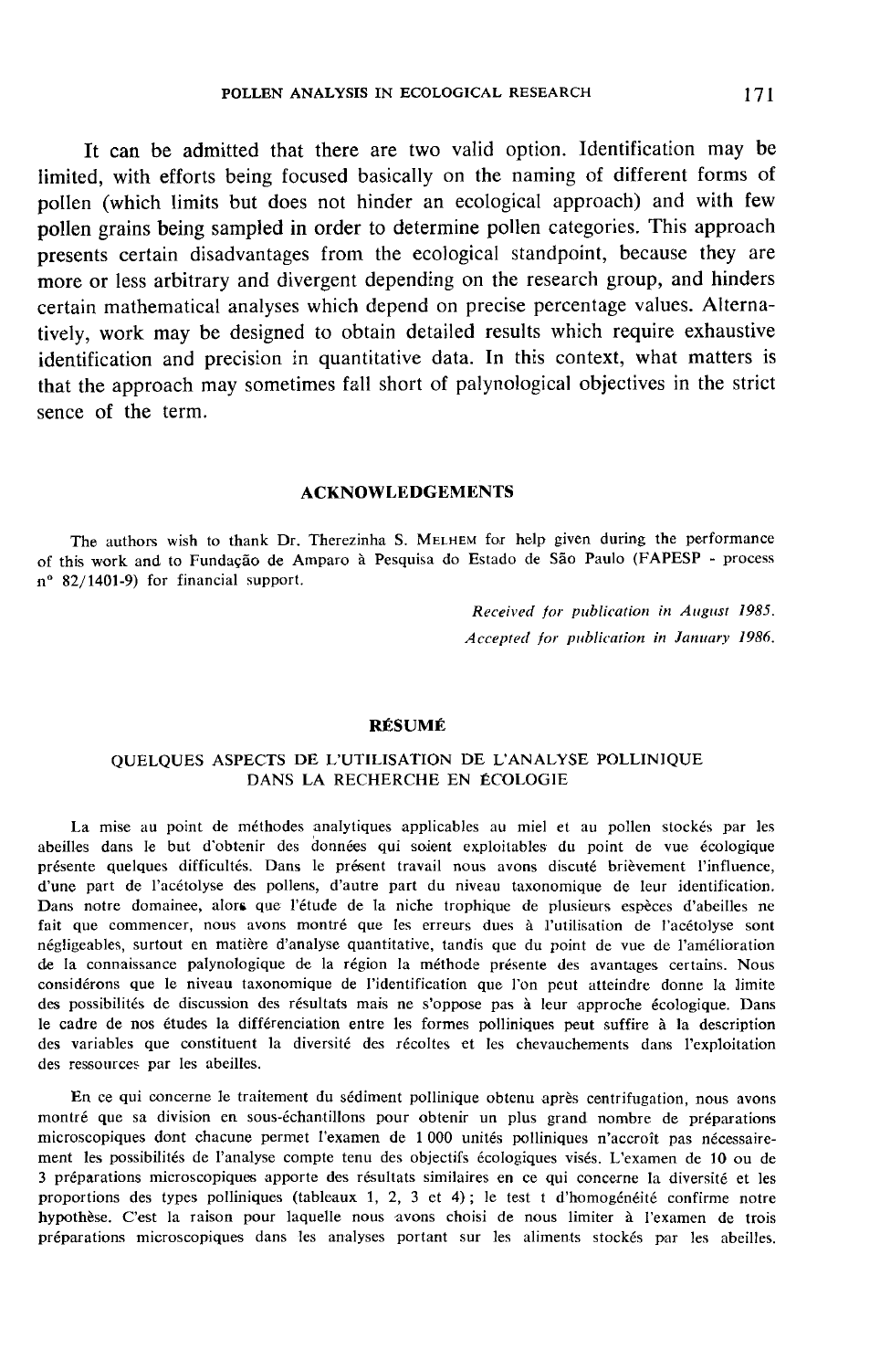It can be admitted that there are two valid option. Identification may be limited, with efforts being focused basically on the naming of different forms of pollen (which limits but does not hinder an ecological approach) and with few pollen grains being sampled in order to determine pollen categories. This approach presents certain disadvantages from the ecological standpoint, because they are more or less arbitrary and divergent depending on the research group, and hinders certain mathematical analyses which depend on precise percentage values. Alternatively, work may be designed to obtain detailed results which require exhaustive identification and precision in quantitative data. In this context, what matters is that the approach may sometimes fall short of palynological objectives in the strict sence of the term.

## ACKNOWLEDGEMENTS

The authors wish to thank Dr. Therezinha S. MELHEM for help given during the performance of this work and to Fundação de Amparo à Pesquisa do Estado de São Paulo (FAPESP - process n° 82/1401-9) for financial support.

*Received for publication in August 1985.*
*Accepted for publication in January 1986.*

## RÉSUMÉ

### QUELQUES ASPECTS DE L'UTILISATION DE L'ANALYSE POLLINIQUE DANS LA RECHERCHE EN ÉCOLOGIE

La mise au point de méthodes analytiques applicables au miel et au pollen stockés par les abeilles dans le but d'obtenir des données qui soient exploitables du point de vue écologique présente quelques difficultés. Dans le présent travail nous avons discuté brièvement l'influence, d'une part de l'acétolyse des pollens, d'autre part du niveau taxonomique de leur identification. Dans notre domainee, alors que l'étude de la niche trophique de plusieurs espèces d'abeilles ne fait que commencer, nous avons montré que les erreurs dues à l'utilisation de l'acétolyse sont négligeables, surtout en matière d'analyse quantitative, tandis que du point de vue de l'amélioration de la connaissance palynologique de la région la méthode présente des avantages certains. Nous considérons que le niveau taxonomique de l'identification que l'on peut atteindre donne la limite des possibilités de discussion des résultats mais ne s'oppose pas à leur approche écologique. Dans le cadre de nos études la différenciation entre les formes polliniques peut suffire à la description des variables que constituent la diversité des récoltes et les chevauchements dans l'exploitation des ressources par les abeilles.

En ce qui concerne le traitement du sédiment pollinique obtenu après centrifugation, nous avons montré que sa division en sous-échantillons pour obtenir un plus grand nombre de préparations microscopiques dont chacune permet l'examen de 1 000 unités polliniques n'accroît pas nécessairement les possibilités de l'analyse compte tenu des objectifs écologiques visés. L'examen de 10 ou de 3 préparations microscopiques apporte des résultats similaires en ce qui concerne la diversité et les proportions des types polliniques (tableaux 1, 2, 3 et 4) ; le test t d'homogénéité confirme notre hypothèse. C'est la raison pour laquelle nous avons choisi de nous limiter à l'examen de trois préparations microscopiques dans les analyses portant sur les aliments stockés par les abeilles.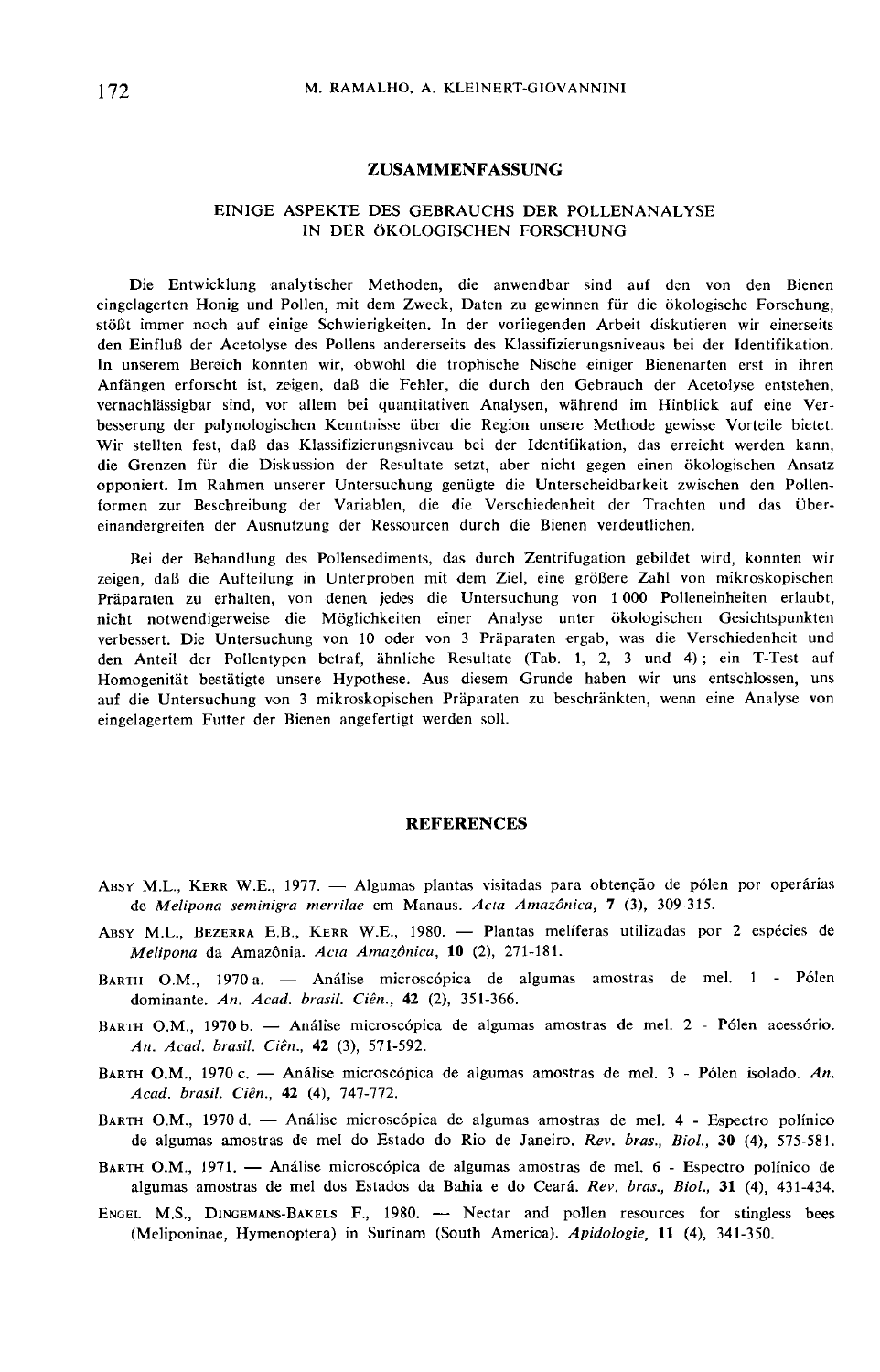## ZUSAMMENFASSUNG

### EINIGE ASPEKTE DES GEBRAUCHS DER POLLENANALYSE IN DER ÖKOLOGISCHEN FORSCHUNG

Die Entwicklung analytischer Methoden, die anwendbar sind auf den von den Bienen eingelagerten Honig und Pollen, mit dem Zweck, Daten zu gewinnen für die ökologische Forschung, stößt immer noch auf einige Schwierigkeiten. In der vorliegenden Arbeit diskutieren wir einerseits den Einfluß der Acetolyse des Pollens andererseits des Klassifizierungsniveaus bei der Identifikation. In unserem Bereich konnten wir, obwohl die trophische Nische einiger Bienenarten erst in ihren Anfängen erforscht ist, zeigen, daß die Fehler, die durch den Gebrauch der Acetolyse entstehen, vernachlässigbar sind, vor allem bei quantitativen Analysen, während im Hinblick auf eine Verbesserung der palynologischen Kenntnisse über die Region unsere Methode gewisse Vorteile bietet. Wir stellten fest, daß das Klassifizierungsniveau bei der Identifikation, das erreicht werden kann, die Grenzen für die Diskussion der Resultate setzt, aber nicht gegen einen ökologischen Ansatz opponiert. Im Rahmen unserer Untersuchung genügte die Unterscheidbarkeit zwischen den Pollenformen zur Beschreibung der Variablen, die die Verschiedenheit der Trachten und das Übereinandergreifen der Ausnutzung der Ressourcen durch die Bienen verdeutlichen.

Bei der Behandlung des Pollensediments, das durch Zentrifugation gebildet wird, konnten wir zeigen, daß die Aufteilung in Unterproben mit dem Ziel, eine größere Zahl von mikroskopischen Präparaten zu erhalten, von denen jedes die Untersuchung von 1 000 Polleneinheiten erlaubt, nicht notwendigerweise die Möglichkeiten einer Analyse unter ökologischen Gesichtspunkten verbessert. Die Untersuchung von 10 oder von 3 Präparaten ergab, was die Verschiedenheit und den Anteil der Pollentypen betraf, ähnliche Resultate (Tab. 1, 2, 3 und 4); ein T-Test auf Homogenität bestätigte unsere Hypothese. Aus diesem Grunde haben wir uns entschlossen, uns auf die Untersuchung von 3 mikroskopischen Präparaten zu beschränkten, wenn eine Analyse von eingelagertem Futter der Bienen angefertigt werden soll.

## REFERENCES

ABSY M.L., KERR W.E., 1977. — Algumas plantas visitadas para obtenção de pólen por operárias de *Melipona seminigra merrilae* em Manaus. *Acta Amazônica*, **7** (3), 309-315.

ABSY M.L., BEZERRA E.B., KERR W.E., 1980. — Plantas melíferas utilizadas por 2 espécies de *Melipona* da Amazônia. *Acta Amazônica*, **10** (2), 271-181.

BARTH O.M., 1970 a. — Análise microscópica de algumas amostras de mel. 1 - Pólen dominante. *An. Acad. brasil. Ciên.*, **42** (2), 351-366.

BARTH O.M., 1970 b. — Análise microscópica de algumas amostras de mel. 2 - Pólen acessório. *An. Acad. brasil. Ciên.*, **42** (3), 571-592.

BARTH O.M., 1970 c. — Análise microscópica de algumas amostras de mel. 3 - Pólen isolado. *An. Acad. brasil. Ciên.*, **42** (4), 747-772.

BARTH O.M., 1970 d. — Análise microscópica de algumas amostras de mel. 4 - Espectro polínico de algumas amostras de mel do Estado do Rio de Janeiro. *Rev. bras., Biol.*, **30** (4), 575-581.

BARTH O.M., 1971. — Análise microscópica de algumas amostras de mel. 6 - Espectro polínico de algumas amostras de mel dos Estados da Bahia e do Ceará. *Rev. bras., Biol.*, **31** (4), 431-434.

ENGEL M.S., DINGEMANS-BAKELS F., 1980. — Nectar and pollen resources for stingless bees (Meliponinae, Hymenoptera) in Surinam (South America). *Apidologie*, **11** (4), 341-350.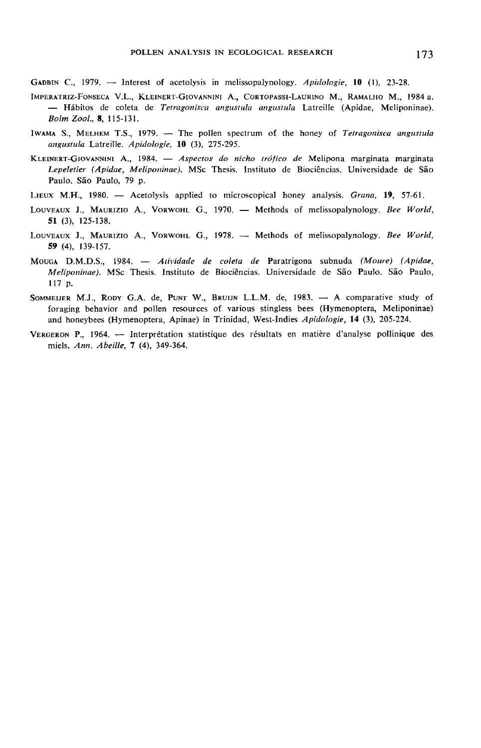GADBIN C., 1979. — Interest of acetolysis in melissopalynology. *Apidologie*, **10** (1), 23-28.

IMPERATRIZ-FONSECA V.L., KLEINERT-GIOVANNINI A., CORTOPASSI-LAURINO M., RAMALHO M., 1984 a. — Hábitos de coleta de *Tetragonisca angustula angustula* Latreille (Apidae, Meliponinae). *Bolm Zool.*, **8**, 115-131.

IWAMA S., MELHEM T.S., 1979. — The pollen spectrum of the honey of *Tetragonisca angustula angustula* Latreille. *Apidologie*, **10** (3), 275-295.

KLEINERT-GIOVANNINI A., 1984. — *Aspectos do nicho trófico de* Melipona marginata marginata *Lepeletier (Apidae, Meliponinae)*. MSc Thesis. Instituto de Biociências. Universidade de São Paulo. São Paulo, 79 p.

LIEUX M.H., 1980. — Acetolysis applied to microscopical honey analysis. *Grana*, **19**, 57-61.

LOUVEAUX J., MAURIZIO A., VORWOHL G., 1970. — Methods of melissopalynology. *Bee World*, **51** (3), 125-138.

LOUVEAUX J., MAURIZIO A., VORWOHL G., 1978. — Methods of melissopalynology. *Bee World*, **59** (4), 139-157.

MOUGA D.M.D.S., 1984. — *Atividade de coleta de* Paratrigona subnuda *(Moure) (Apidae, Meliponinae)*. MSc Thesis. Instituto de Biociências. Universidade de São Paulo. São Paulo, 117 p.

SOMMEIJER M.J., RODY G.A. de, PUNT W., BRUIJN L.L.M. de, 1983. — A comparative study of foraging behavior and pollen resources of various stingless bees (Hymenoptera, Meliponinae) and honeybees (Hymenoptera, Apinae) in Trinidad, West-Indies *Apidologie*, **14** (3), 205-224.

VERGERON P., 1964. — Interprétation statistique des résultats en matière d'analyse pollinique des miels. *Ann. Abeille*, **7** (4), 349-364.